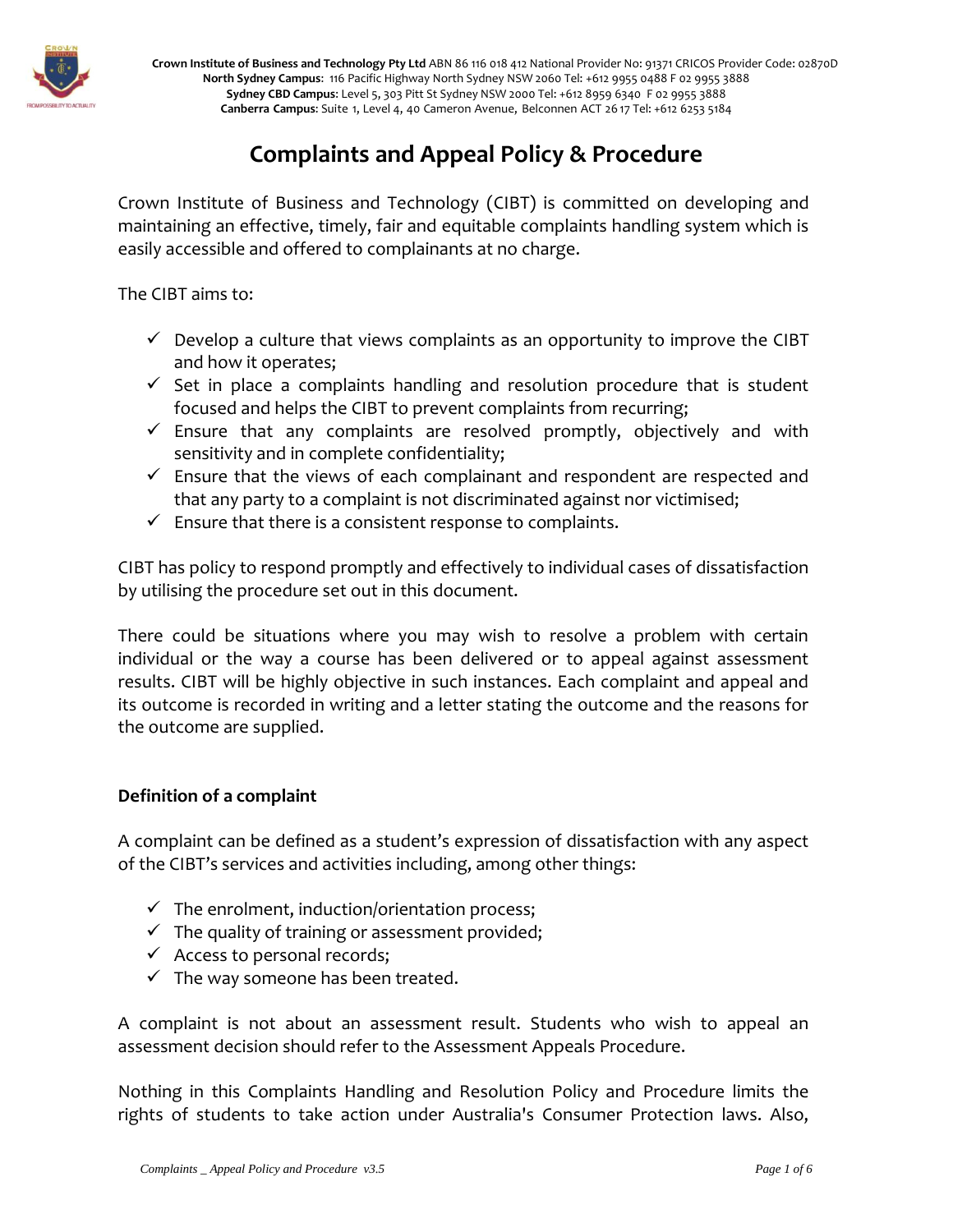**Crown Institute of Business and Technology Pty Ltd** ABN 86 116 018 412 National Provider No: 91371 CRICOS Provider Code: 02870D
**North Sydney Campus**: 116 Pacific Highway North Sydney NSW 2060 Tel: +612 9955 0488 F 02 9955 3888
**Sydney CBD Campus**: Level 5, 303 Pitt St Sydney NSW 2000 Tel: +612 8959 6340 F 02 9955 3888
**Canberra Campus**: Suite 1, Level 4, 40 Cameron Avenue, Belconnen ACT 26 17 Tel: +612 6253 5184

# Complaints and Appeal Policy & Procedure

Crown Institute of Business and Technology (CIBT) is committed on developing and maintaining an effective, timely, fair and equitable complaints handling system which is easily accessible and offered to complainants at no charge.

The CIBT aims to:

- ✓ Develop a culture that views complaints as an opportunity to improve the CIBT and how it operates;
- ✓ Set in place a complaints handling and resolution procedure that is student focused and helps the CIBT to prevent complaints from recurring;
- ✓ Ensure that any complaints are resolved promptly, objectively and with sensitivity and in complete confidentiality;
- ✓ Ensure that the views of each complainant and respondent are respected and that any party to a complaint is not discriminated against nor victimised;
- ✓ Ensure that there is a consistent response to complaints.

CIBT has policy to respond promptly and effectively to individual cases of dissatisfaction by utilising the procedure set out in this document.

There could be situations where you may wish to resolve a problem with certain individual or the way a course has been delivered or to appeal against assessment results. CIBT will be highly objective in such instances. Each complaint and appeal and its outcome is recorded in writing and a letter stating the outcome and the reasons for the outcome are supplied.

**Definition of a complaint**

A complaint can be defined as a student's expression of dissatisfaction with any aspect of the CIBT's services and activities including, among other things:

- ✓ The enrolment, induction/orientation process;
- ✓ The quality of training or assessment provided;
- ✓ Access to personal records;
- ✓ The way someone has been treated.

A complaint is not about an assessment result. Students who wish to appeal an assessment decision should refer to the Assessment Appeals Procedure.

Nothing in this Complaints Handling and Resolution Policy and Procedure limits the rights of students to take action under Australia's Consumer Protection laws. Also,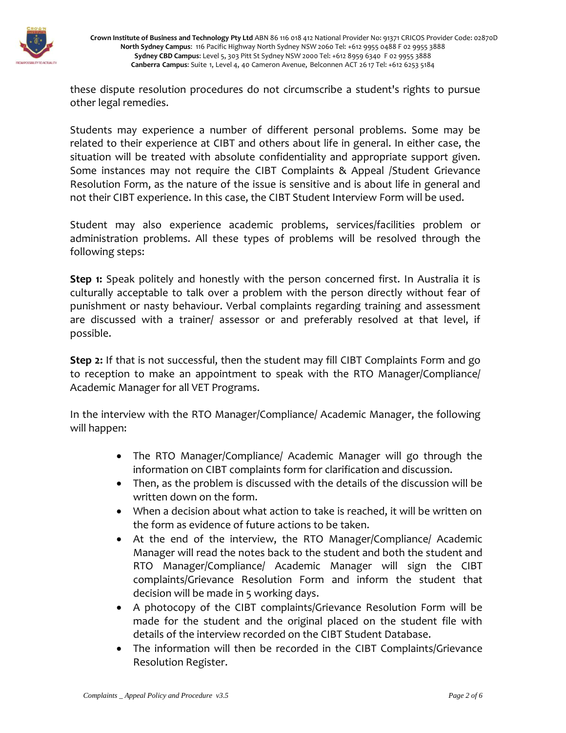these dispute resolution procedures do not circumscribe a student's rights to pursue other legal remedies.

Students may experience a number of different personal problems. Some may be related to their experience at CIBT and others about life in general. In either case, the situation will be treated with absolute confidentiality and appropriate support given. Some instances may not require the CIBT Complaints & Appeal /Student Grievance Resolution Form, as the nature of the issue is sensitive and is about life in general and not their CIBT experience. In this case, the CIBT Student Interview Form will be used.

Student may also experience academic problems, services/facilities problem or administration problems. All these types of problems will be resolved through the following steps:

**Step 1:** Speak politely and honestly with the person concerned first. In Australia it is culturally acceptable to talk over a problem with the person directly without fear of punishment or nasty behaviour. Verbal complaints regarding training and assessment are discussed with a trainer/ assessor or and preferably resolved at that level, if possible.

**Step 2:** If that is not successful, then the student may fill CIBT Complaints Form and go to reception to make an appointment to speak with the RTO Manager/Compliance/ Academic Manager for all VET Programs.

In the interview with the RTO Manager/Compliance/ Academic Manager, the following will happen:

- The RTO Manager/Compliance/ Academic Manager will go through the information on CIBT complaints form for clarification and discussion.
- Then, as the problem is discussed with the details of the discussion will be written down on the form.
- When a decision about what action to take is reached, it will be written on the form as evidence of future actions to be taken.
- At the end of the interview, the RTO Manager/Compliance/ Academic Manager will read the notes back to the student and both the student and RTO Manager/Compliance/ Academic Manager will sign the CIBT complaints/Grievance Resolution Form and inform the student that decision will be made in 5 working days.
- A photocopy of the CIBT complaints/Grievance Resolution Form will be made for the student and the original placed on the student file with details of the interview recorded on the CIBT Student Database.
- The information will then be recorded in the CIBT Complaints/Grievance Resolution Register.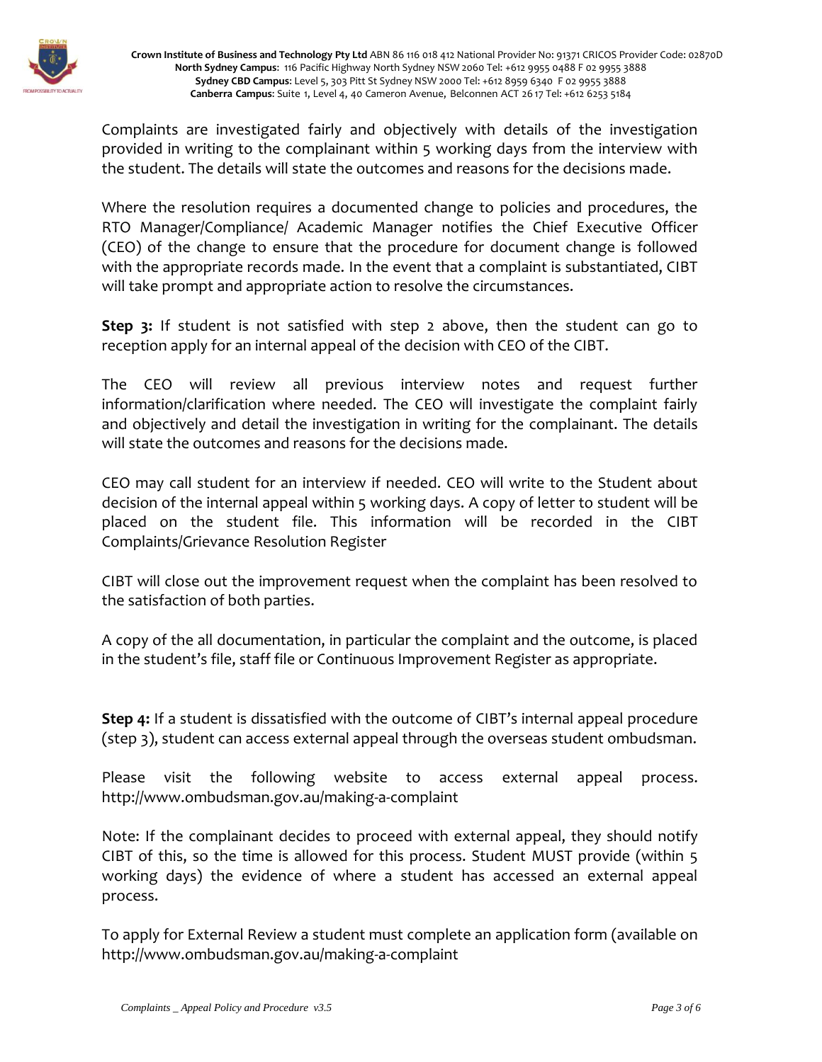Complaints are investigated fairly and objectively with details of the investigation provided in writing to the complainant within 5 working days from the interview with the student. The details will state the outcomes and reasons for the decisions made.

Where the resolution requires a documented change to policies and procedures, the RTO Manager/Compliance/ Academic Manager notifies the Chief Executive Officer (CEO) of the change to ensure that the procedure for document change is followed with the appropriate records made. In the event that a complaint is substantiated, CIBT will take prompt and appropriate action to resolve the circumstances.

**Step 3:** If student is not satisfied with step 2 above, then the student can go to reception apply for an internal appeal of the decision with CEO of the CIBT.

The CEO will review all previous interview notes and request further information/clarification where needed. The CEO will investigate the complaint fairly and objectively and detail the investigation in writing for the complainant. The details will state the outcomes and reasons for the decisions made.

CEO may call student for an interview if needed. CEO will write to the Student about decision of the internal appeal within 5 working days. A copy of letter to student will be placed on the student file. This information will be recorded in the CIBT Complaints/Grievance Resolution Register

CIBT will close out the improvement request when the complaint has been resolved to the satisfaction of both parties.

A copy of the all documentation, in particular the complaint and the outcome, is placed in the student's file, staff file or Continuous Improvement Register as appropriate.

**Step 4:** If a student is dissatisfied with the outcome of CIBT's internal appeal procedure (step 3), student can access external appeal through the overseas student ombudsman.

Please visit the following website to access external appeal process. http://www.ombudsman.gov.au/making-a-complaint

Note: If the complainant decides to proceed with external appeal, they should notify CIBT of this, so the time is allowed for this process. Student MUST provide (within 5 working days) the evidence of where a student has accessed an external appeal process.

To apply for External Review a student must complete an application form (available on http://www.ombudsman.gov.au/making-a-complaint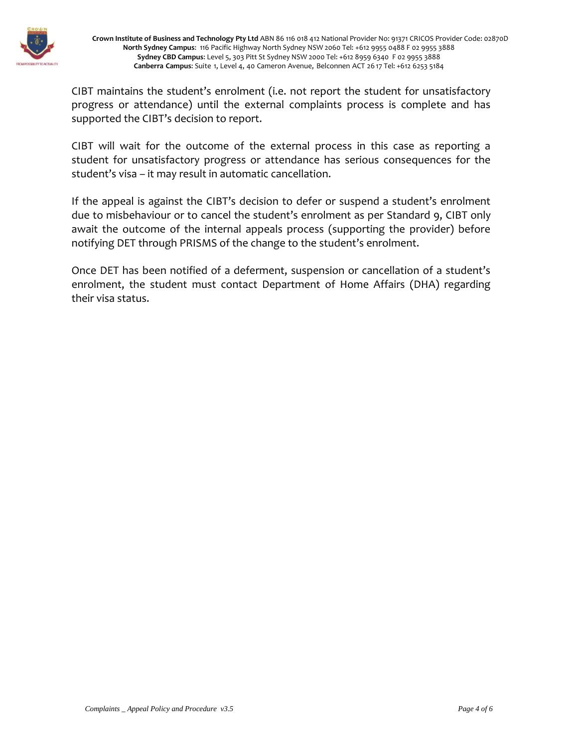CIBT maintains the student's enrolment (i.e. not report the student for unsatisfactory progress or attendance) until the external complaints process is complete and has supported the CIBT's decision to report.

CIBT will wait for the outcome of the external process in this case as reporting a student for unsatisfactory progress or attendance has serious consequences for the student's visa – it may result in automatic cancellation.

If the appeal is against the CIBT's decision to defer or suspend a student's enrolment due to misbehaviour or to cancel the student's enrolment as per Standard 9, CIBT only await the outcome of the internal appeals process (supporting the provider) before notifying DET through PRISMS of the change to the student's enrolment.

Once DET has been notified of a deferment, suspension or cancellation of a student's enrolment, the student must contact Department of Home Affairs (DHA) regarding their visa status.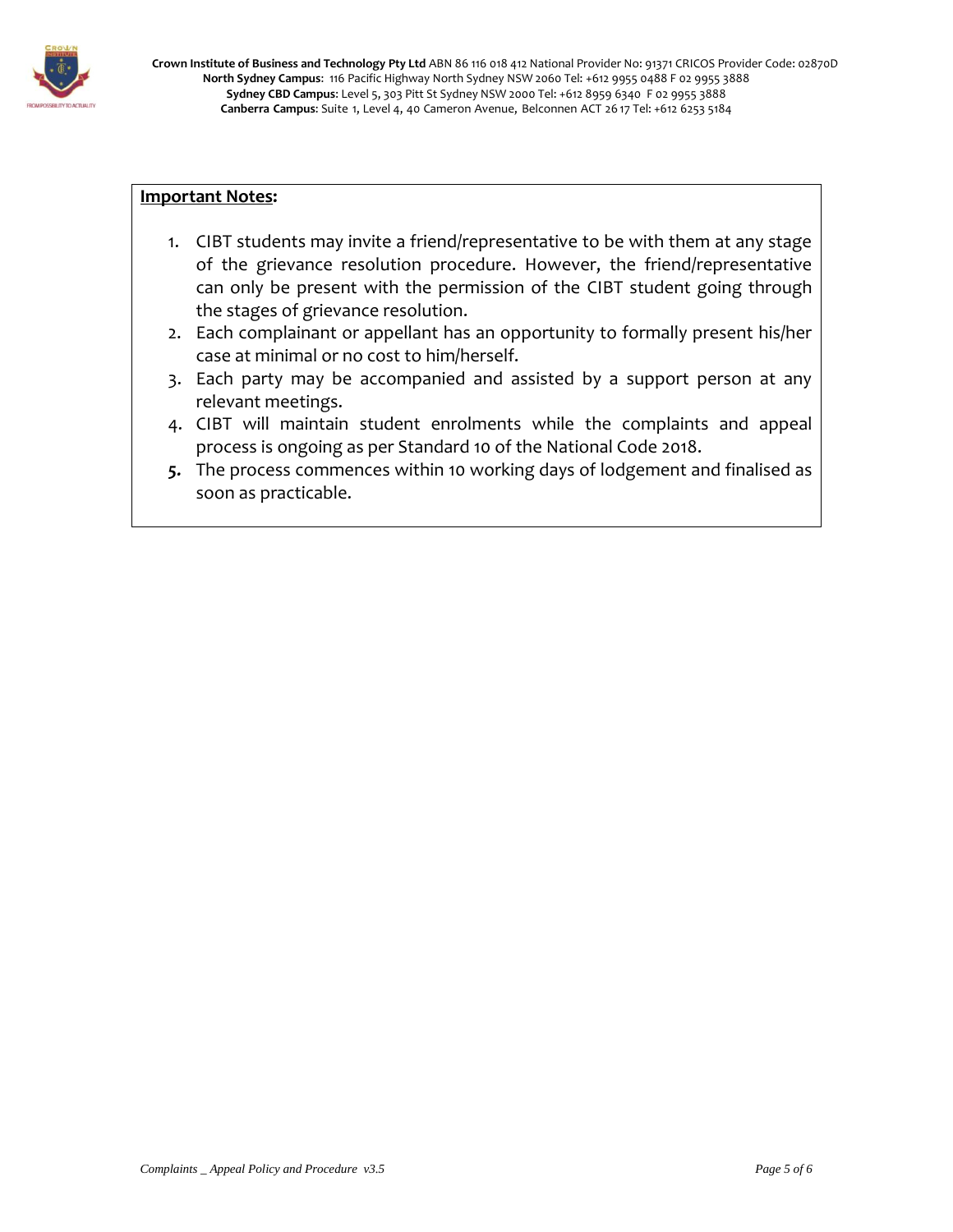**Important Notes:**

1. CIBT students may invite a friend/representative to be with them at any stage of the grievance resolution procedure. However, the friend/representative can only be present with the permission of the CIBT student going through the stages of grievance resolution.
2. Each complainant or appellant has an opportunity to formally present his/her case at minimal or no cost to him/herself.
3. Each party may be accompanied and assisted by a support person at any relevant meetings.
4. CIBT will maintain student enrolments while the complaints and appeal process is ongoing as per Standard 10 of the National Code 2018.
5. The process commences within 10 working days of lodgement and finalised as soon as practicable.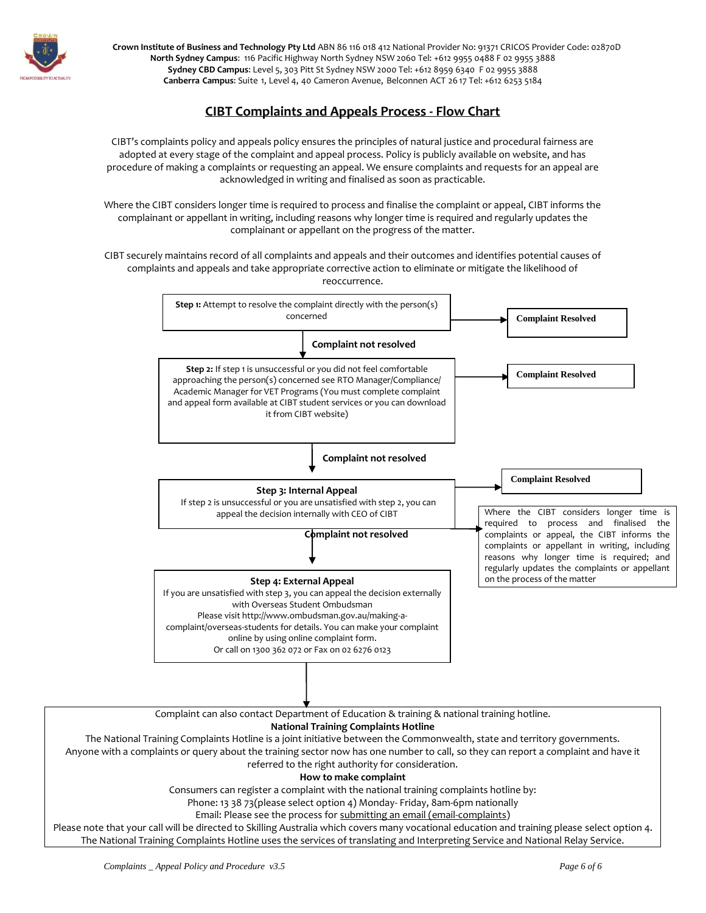**Crown Institute of Business and Technology Pty Ltd** ABN 86 116 018 412 National Provider No: 91371 CRICOS Provider Code: 02870D
**North Sydney Campus**: 116 Pacific Highway North Sydney NSW 2060 Tel: +612 9955 0488 F 02 9955 3888
**Sydney CBD Campus**: Level 5, 303 Pitt St Sydney NSW 2000 Tel: +612 8959 6340 F 02 9955 3888
**Canberra Campus**: Suite 1, Level 4, 40 Cameron Avenue, Belconnen ACT 2617 Tel: +612 6253 5184

## CIBT Complaints and Appeals Process - Flow Chart

CIBT's complaints policy and appeals policy ensures the principles of natural justice and procedural fairness are adopted at every stage of the complaint and appeal process. Policy is publicly available on website, and has procedure of making a complaints or requesting an appeal. We ensure complaints and requests for an appeal are acknowledged in writing and finalised as soon as practicable.

Where the CIBT considers longer time is required to process and finalise the complaint or appeal, CIBT informs the complainant or appellant in writing, including reasons why longer time is required and regularly updates the complainant or appellant on the progress of the matter.

CIBT securely maintains record of all complaints and appeals and their outcomes and identifies potential causes of complaints and appeals and take appropriate corrective action to eliminate or mitigate the likelihood of reoccurrence.

**Step 1:** Attempt to resolve the complaint directly with the person(s) concerned

**Complaint Resolved**

**Complaint not resolved**

**Step 2:** If step 1 is unsuccessful or you did not feel comfortable approaching the person(s) concerned see RTO Manager/Compliance/ Academic Manager for VET Programs (You must complete complaint and appeal form available at CIBT student services or you can download it from CIBT website)

**Complaint Resolved**

**Complaint not resolved**

**Step 3: Internal Appeal**
If step 2 is unsuccessful or you are unsatisfied with step 2, you can appeal the decision internally with CEO of CIBT

**Complaint Resolved**

Where the CIBT considers longer time is required to process and finalised the complaints or appeal, the CIBT informs the complaints or appellant in writing, including reasons why longer time is required; and regularly updates the complaints or appellant on the process of the matter

**Complaint not resolved**

**Step 4: External Appeal**
If you are unsatisfied with step 3, you can appeal the decision externally with Overseas Student Ombudsman
Please visit http://www.ombudsman.gov.au/making-a-complaint/overseas-students for details. You can make your complaint online by using online complaint form.
Or call on 1300 362 072 or Fax on 02 6276 0123

Complaint can also contact Department of Education & training & national training hotline.

**National Training Complaints Hotline**

The National Training Complaints Hotline is a joint initiative between the Commonwealth, state and territory governments. Anyone with a complaints or query about the training sector now has one number to call, so they can report a complaint and have it referred to the right authority for consideration.

**How to make complaint**

Consumers can register a complaint with the national training complaints hotline by:
Phone: 13 38 73(please select option 4) Monday- Friday, 8am-6pm nationally
Email: Please see the process for submitting an email (email-complaints)
Please note that your call will be directed to Skilling Australia which covers many vocational education and training please select option 4.
The National Training Complaints Hotline uses the services of translating and Interpreting Service and National Relay Service.